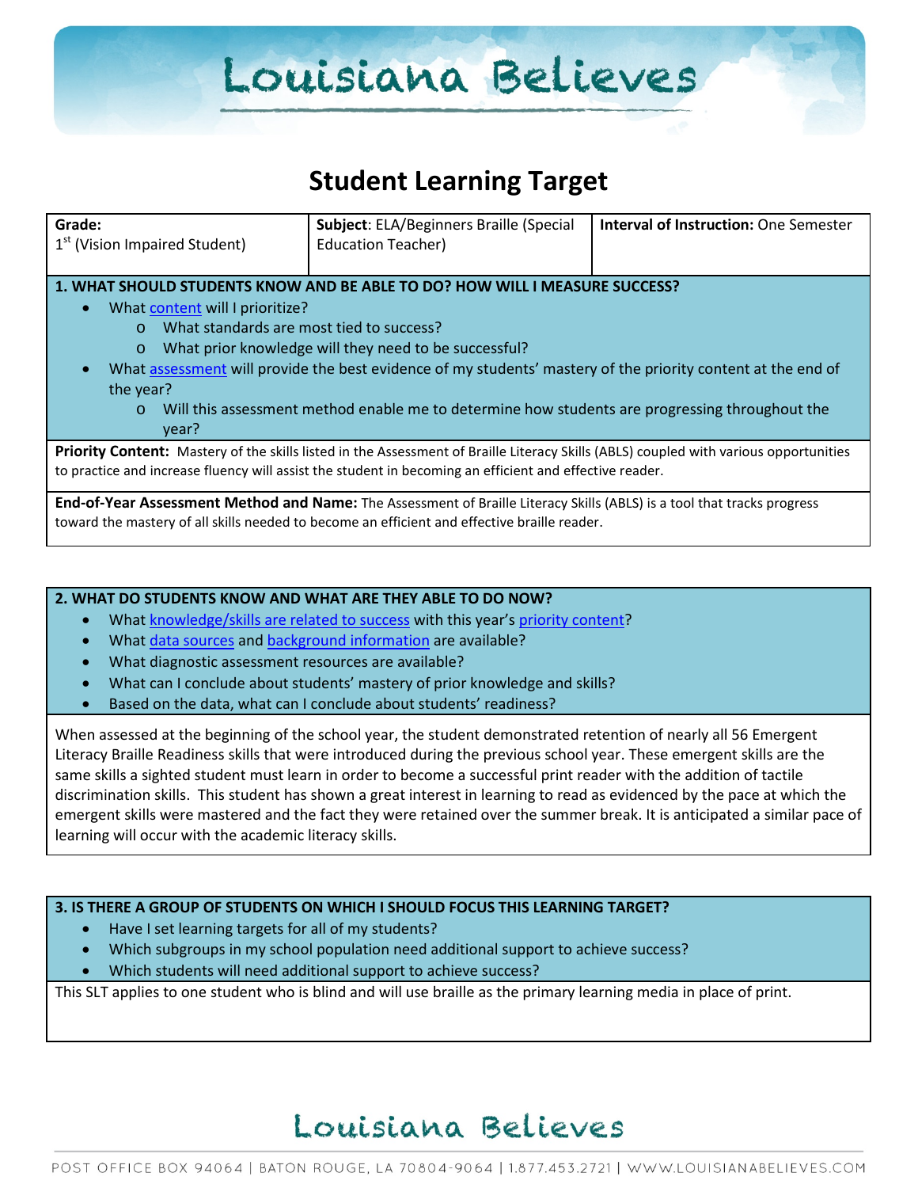# Student Learning Target

| **Grade:** 1st (Vision Impaired Student) | **Subject**: ELA/Beginners Braille (Special Education Teacher) | **Interval of Instruction:** One Semester |
|---|---|---|

## 1. WHAT SHOULD STUDENTS KNOW AND BE ABLE TO DO? HOW WILL I MEASURE SUCCESS?

- What content will I prioritize?
  - What standards are most tied to success?
  - What prior knowledge will they need to be successful?
- What assessment will provide the best evidence of my students' mastery of the priority content at the end of the year?
  - Will this assessment method enable me to determine how students are progressing throughout the year?

**Priority Content:** Mastery of the skills listed in the Assessment of Braille Literacy Skills (ABLS) coupled with various opportunities to practice and increase fluency will assist the student in becoming an efficient and effective reader.

**End-of-Year Assessment Method and Name:** The Assessment of Braille Literacy Skills (ABLS) is a tool that tracks progress toward the mastery of all skills needed to become an efficient and effective braille reader.

## 2. WHAT DO STUDENTS KNOW AND WHAT ARE THEY ABLE TO DO NOW?

- What knowledge/skills are related to success with this year's priority content?
- What data sources and background information are available?
- What diagnostic assessment resources are available?
- What can I conclude about students' mastery of prior knowledge and skills?
- Based on the data, what can I conclude about students' readiness?

When assessed at the beginning of the school year, the student demonstrated retention of nearly all 56 Emergent Literacy Braille Readiness skills that were introduced during the previous school year. These emergent skills are the same skills a sighted student must learn in order to become a successful print reader with the addition of tactile discrimination skills. This student has shown a great interest in learning to read as evidenced by the pace at which the emergent skills were mastered and the fact they were retained over the summer break. It is anticipated a similar pace of learning will occur with the academic literacy skills.

## 3. IS THERE A GROUP OF STUDENTS ON WHICH I SHOULD FOCUS THIS LEARNING TARGET?

- Have I set learning targets for all of my students?
- Which subgroups in my school population need additional support to achieve success?
- Which students will need additional support to achieve success?

This SLT applies to one student who is blind and will use braille as the primary learning media in place of print.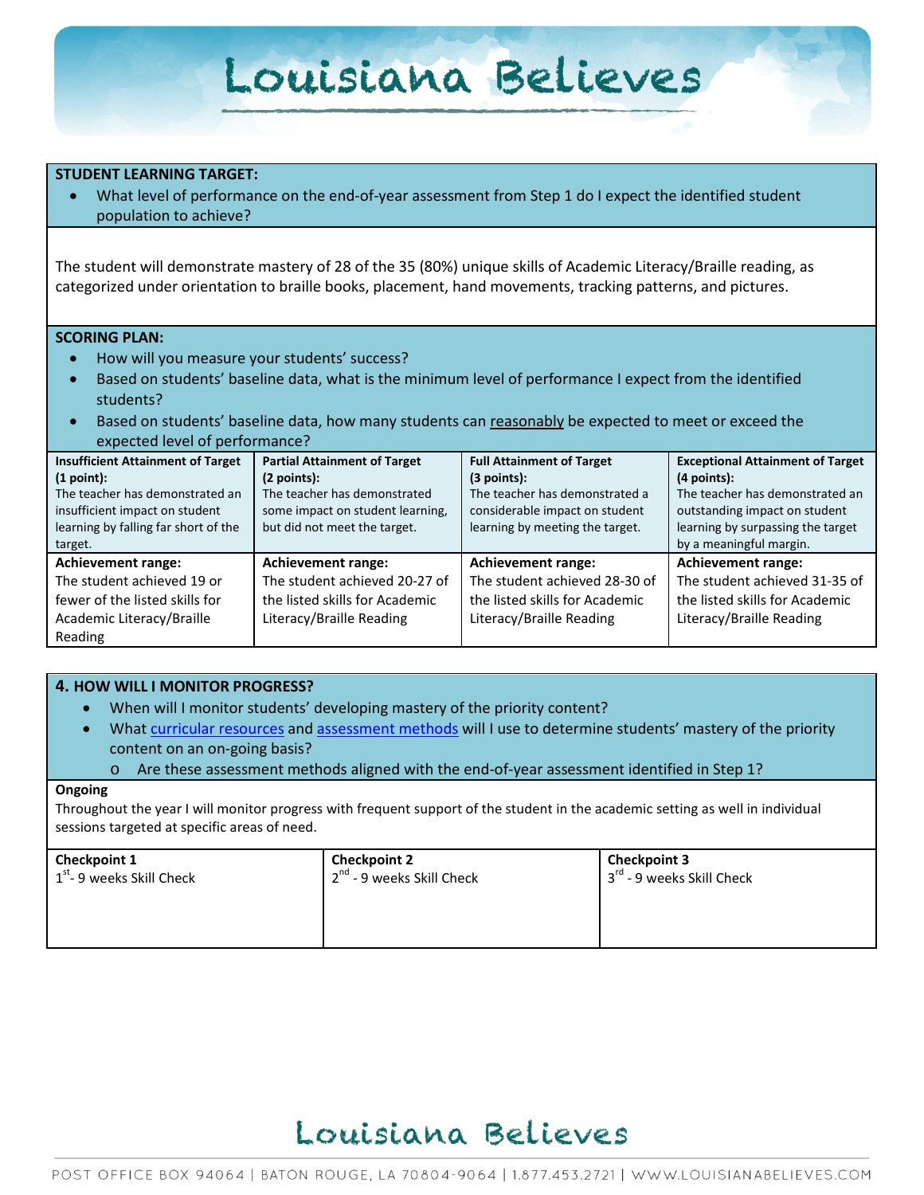**STUDENT LEARNING TARGET:**

- What level of performance on the end-of-year assessment from Step 1 do I expect the identified student population to achieve?

The student will demonstrate mastery of 28 of the 35 (80%) unique skills of Academic Literacy/Braille reading, as categorized under orientation to braille books, placement, hand movements, tracking patterns, and pictures.

**SCORING PLAN:**

- How will you measure your students' success?
- Based on students' baseline data, what is the minimum level of performance I expect from the identified students?
- Based on students' baseline data, how many students can reasonably be expected to meet or exceed the expected level of performance?

| **Insufficient Attainment of Target (1 point):** The teacher has demonstrated an insufficient impact on student learning by falling far short of the target. | **Partial Attainment of Target (2 points):** The teacher has demonstrated some impact on student learning, but did not meet the target. | **Full Attainment of Target (3 points):** The teacher has demonstrated a considerable impact on student learning by meeting the target. | **Exceptional Attainment of Target (4 points):** The teacher has demonstrated an outstanding impact on student learning by surpassing the target by a meaningful margin. |
|---|---|---|---|
| **Achievement range:** The student achieved 19 or fewer of the listed skills for Academic Literacy/Braille Reading | **Achievement range:** The student achieved 20-27 of the listed skills for Academic Literacy/Braille Reading | **Achievement range:** The student achieved 28-30 of the listed skills for Academic Literacy/Braille Reading | **Achievement range:** The student achieved 31-35 of the listed skills for Academic Literacy/Braille Reading |

**4. HOW WILL I MONITOR PROGRESS?**

- When will I monitor students' developing mastery of the priority content?
- What curricular resources and assessment methods will I use to determine students' mastery of the priority content on an on-going basis?
  - Are these assessment methods aligned with the end-of-year assessment identified in Step 1?

**Ongoing**

Throughout the year I will monitor progress with frequent support of the student in the academic setting as well in individual sessions targeted at specific areas of need.

| **Checkpoint 1** | **Checkpoint 2** | **Checkpoint 3** |
|---|---|---|
| 1st - 9 weeks Skill Check | 2nd - 9 weeks Skill Check | 3rd - 9 weeks Skill Check |